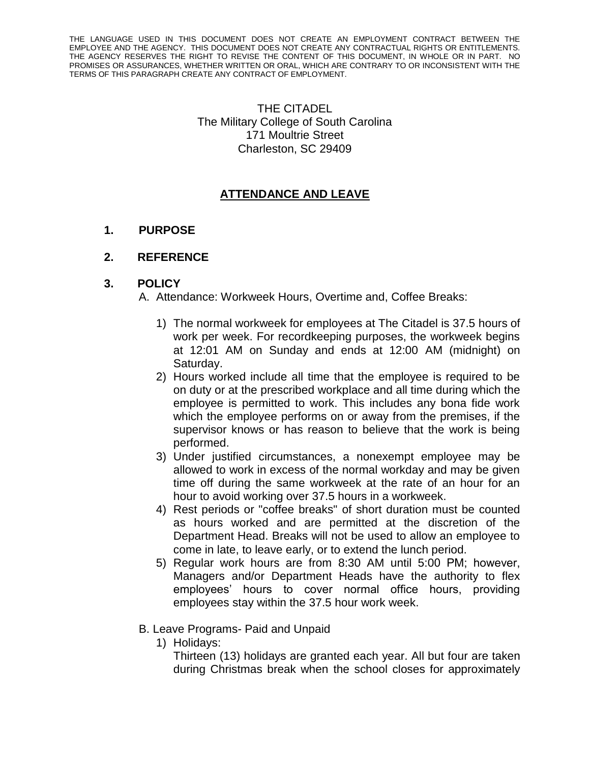THE LANGUAGE USED IN THIS DOCUMENT DOES NOT CREATE AN EMPLOYMENT CONTRACT BETWEEN THE EMPLOYEE AND THE AGENCY. THIS DOCUMENT DOES NOT CREATE ANY CONTRACTUAL RIGHTS OR ENTITLEMENTS. THE AGENCY RESERVES THE RIGHT TO REVISE THE CONTENT OF THIS DOCUMENT, IN WHOLE OR IN PART. NO PROMISES OR ASSURANCES, WHETHER WRITTEN OR ORAL, WHICH ARE CONTRARY TO OR INCONSISTENT WITH THE TERMS OF THIS PARAGRAPH CREATE ANY CONTRACT OF EMPLOYMENT.

THE CITADEL
The Military College of South Carolina
171 Moultrie Street
Charleston, SC 29409

# ATTENDANCE AND LEAVE

## 1. PURPOSE

## 2. REFERENCE

## 3. POLICY

A. Attendance: Workweek Hours, Overtime and, Coffee Breaks:

1) The normal workweek for employees at The Citadel is 37.5 hours of work per week. For recordkeeping purposes, the workweek begins at 12:01 AM on Sunday and ends at 12:00 AM (midnight) on Saturday.
2) Hours worked include all time that the employee is required to be on duty or at the prescribed workplace and all time during which the employee is permitted to work. This includes any bona fide work which the employee performs on or away from the premises, if the supervisor knows or has reason to believe that the work is being performed.
3) Under justified circumstances, a nonexempt employee may be allowed to work in excess of the normal workday and may be given time off during the same workweek at the rate of an hour for an hour to avoid working over 37.5 hours in a workweek.
4) Rest periods or "coffee breaks" of short duration must be counted as hours worked and are permitted at the discretion of the Department Head. Breaks will not be used to allow an employee to come in late, to leave early, or to extend the lunch period.
5) Regular work hours are from 8:30 AM until 5:00 PM; however, Managers and/or Department Heads have the authority to flex employees' hours to cover normal office hours, providing employees stay within the 37.5 hour work week.

B. Leave Programs- Paid and Unpaid

1) Holidays:
Thirteen (13) holidays are granted each year. All but four are taken during Christmas break when the school closes for approximately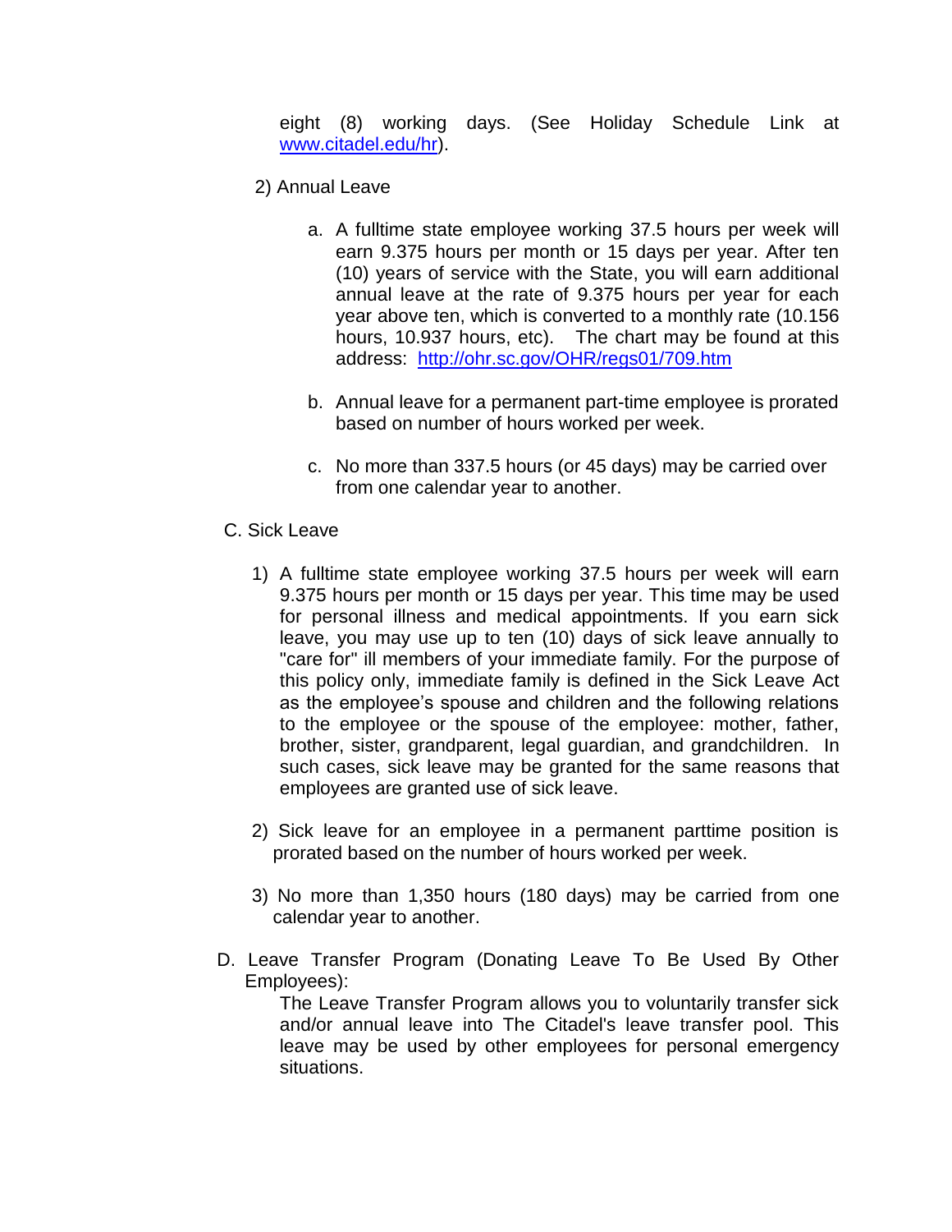eight (8) working days. (See Holiday Schedule Link at [www.citadel.edu/hr](www.citadel.edu/hr)).

2) Annual Leave

   a. A fulltime state employee working 37.5 hours per week will earn 9.375 hours per month or 15 days per year. After ten (10) years of service with the State, you will earn additional annual leave at the rate of 9.375 hours per year for each year above ten, which is converted to a monthly rate (10.156 hours, 10.937 hours, etc). The chart may be found at this address: [http://ohr.sc.gov/OHR/regs01/709.htm](http://ohr.sc.gov/OHR/regs01/709.htm)

   b. Annual leave for a permanent part-time employee is prorated based on number of hours worked per week.

   c. No more than 337.5 hours (or 45 days) may be carried over from one calendar year to another.

C. Sick Leave

1) A fulltime state employee working 37.5 hours per week will earn 9.375 hours per month or 15 days per year. This time may be used for personal illness and medical appointments. If you earn sick leave, you may use up to ten (10) days of sick leave annually to "care for" ill members of your immediate family. For the purpose of this policy only, immediate family is defined in the Sick Leave Act as the employee's spouse and children and the following relations to the employee or the spouse of the employee: mother, father, brother, sister, grandparent, legal guardian, and grandchildren. In such cases, sick leave may be granted for the same reasons that employees are granted use of sick leave.

2) Sick leave for an employee in a permanent parttime position is prorated based on the number of hours worked per week.

3) No more than 1,350 hours (180 days) may be carried from one calendar year to another.

D. Leave Transfer Program (Donating Leave To Be Used By Other Employees):

The Leave Transfer Program allows you to voluntarily transfer sick and/or annual leave into The Citadel's leave transfer pool. This leave may be used by other employees for personal emergency situations.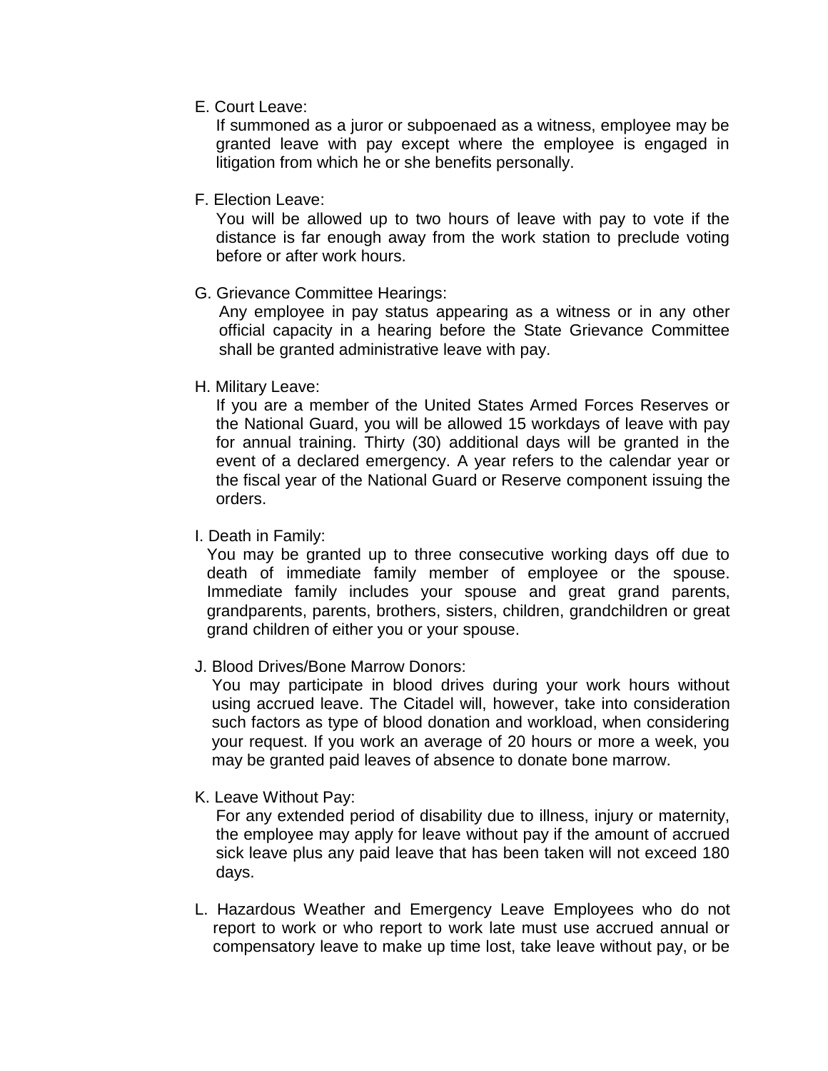E. Court Leave:

If summoned as a juror or subpoenaed as a witness, employee may be granted leave with pay except where the employee is engaged in litigation from which he or she benefits personally.

F. Election Leave:

You will be allowed up to two hours of leave with pay to vote if the distance is far enough away from the work station to preclude voting before or after work hours.

G. Grievance Committee Hearings:

Any employee in pay status appearing as a witness or in any other official capacity in a hearing before the State Grievance Committee shall be granted administrative leave with pay.

H. Military Leave:

If you are a member of the United States Armed Forces Reserves or the National Guard, you will be allowed 15 workdays of leave with pay for annual training. Thirty (30) additional days will be granted in the event of a declared emergency. A year refers to the calendar year or the fiscal year of the National Guard or Reserve component issuing the orders.

I. Death in Family:

You may be granted up to three consecutive working days off due to death of immediate family member of employee or the spouse. Immediate family includes your spouse and great grand parents, grandparents, parents, brothers, sisters, children, grandchildren or great grand children of either you or your spouse.

J. Blood Drives/Bone Marrow Donors:

You may participate in blood drives during your work hours without using accrued leave. The Citadel will, however, take into consideration such factors as type of blood donation and workload, when considering your request. If you work an average of 20 hours or more a week, you may be granted paid leaves of absence to donate bone marrow.

K. Leave Without Pay:

For any extended period of disability due to illness, injury or maternity, the employee may apply for leave without pay if the amount of accrued sick leave plus any paid leave that has been taken will not exceed 180 days.

L. Hazardous Weather and Emergency Leave Employees who do not report to work or who report to work late must use accrued annual or compensatory leave to make up time lost, take leave without pay, or be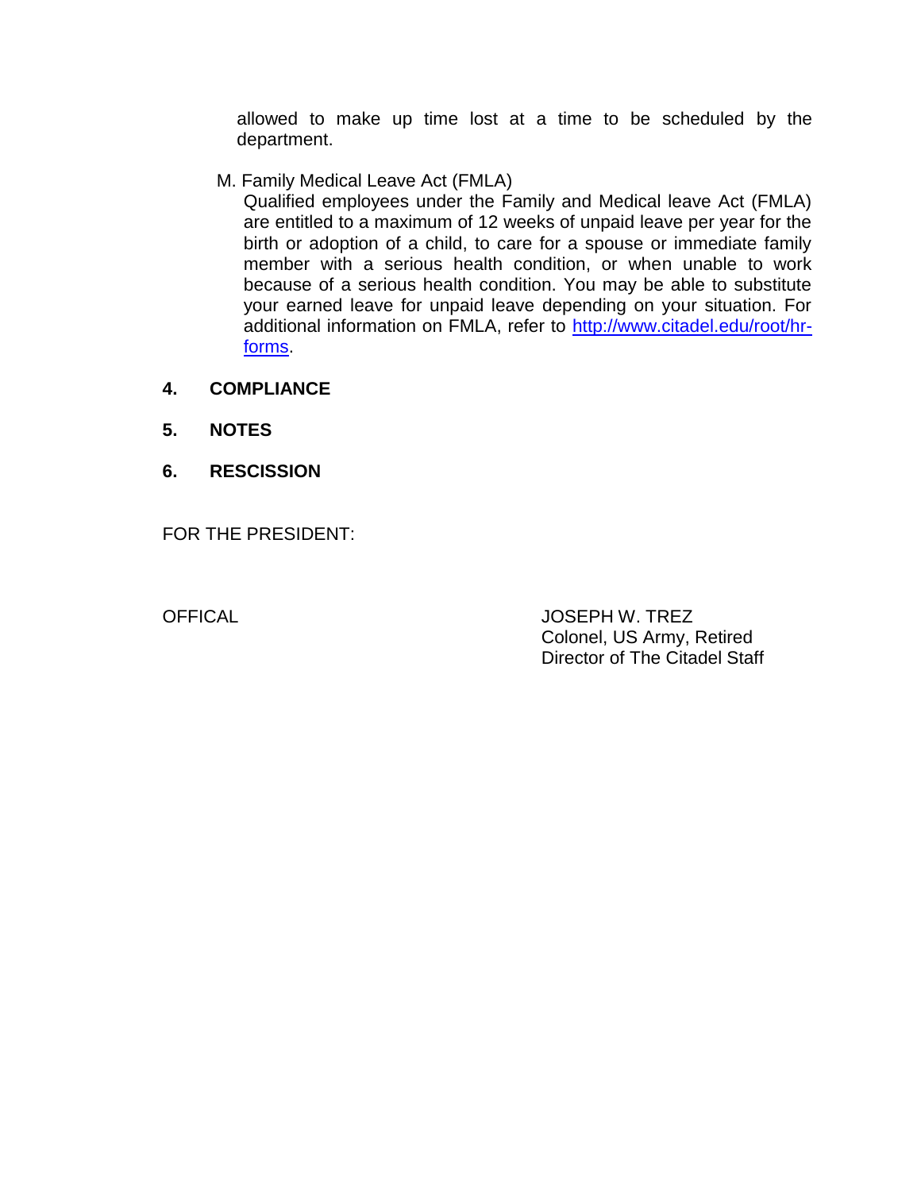allowed to make up time lost at a time to be scheduled by the department.

M. Family Medical Leave Act (FMLA)

Qualified employees under the Family and Medical leave Act (FMLA) are entitled to a maximum of 12 weeks of unpaid leave per year for the birth or adoption of a child, to care for a spouse or immediate family member with a serious health condition, or when unable to work because of a serious health condition. You may be able to substitute your earned leave for unpaid leave depending on your situation. For additional information on FMLA, refer to http://www.citadel.edu/root/hr-forms.

## 4. COMPLIANCE

## 5. NOTES

## 6. RESCISSION

FOR THE PRESIDENT:

OFFICAL

JOSEPH W. TREZ
Colonel, US Army, Retired
Director of The Citadel Staff